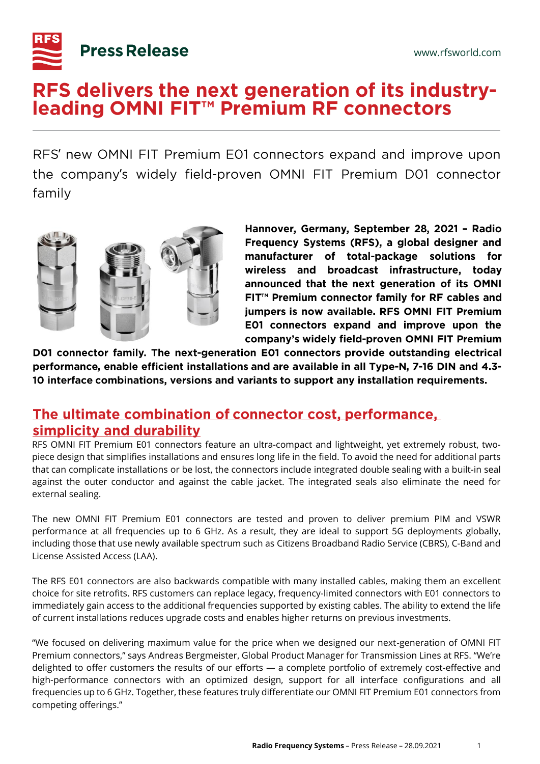# Press Release

www.rfsworld.com

# RFS delivers the next generation of its industry-leading OMNI FIT™ Premium RF connectors

RFS' new OMNI FIT Premium E01 connectors expand and improve upon the company's widely field-proven OMNI FIT Premium D01 connector family

**Hannover, Germany, September 28, 2021 – Radio Frequency Systems (RFS), a global designer and manufacturer of total-package solutions for wireless and broadcast infrastructure, today announced that the next generation of its OMNI FIT™ Premium connector family for RF cables and jumpers is now available. RFS OMNI FIT Premium E01 connectors expand and improve upon the company's widely field-proven OMNI FIT Premium D01 connector family. The next-generation E01 connectors provide outstanding electrical performance, enable efficient installations and are available in all Type-N, 7-16 DIN and 4.3-10 interface combinations, versions and variants to support any installation requirements.**

## The ultimate combination of connector cost, performance, simplicity and durability

RFS OMNI FIT Premium E01 connectors feature an ultra-compact and lightweight, yet extremely robust, two-piece design that simplifies installations and ensures long life in the field. To avoid the need for additional parts that can complicate installations or be lost, the connectors include integrated double sealing with a built-in seal against the outer conductor and against the cable jacket. The integrated seals also eliminate the need for external sealing.

The new OMNI FIT Premium E01 connectors are tested and proven to deliver premium PIM and VSWR performance at all frequencies up to 6 GHz. As a result, they are ideal to support 5G deployments globally, including those that use newly available spectrum such as Citizens Broadband Radio Service (CBRS), C-Band and License Assisted Access (LAA).

The RFS E01 connectors are also backwards compatible with many installed cables, making them an excellent choice for site retrofits. RFS customers can replace legacy, frequency-limited connectors with E01 connectors to immediately gain access to the additional frequencies supported by existing cables. The ability to extend the life of current installations reduces upgrade costs and enables higher returns on previous investments.

"We focused on delivering maximum value for the price when we designed our next-generation of OMNI FIT Premium connectors," says Andreas Bergmeister, Global Product Manager for Transmission Lines at RFS. "We're delighted to offer customers the results of our efforts — a complete portfolio of extremely cost-effective and high-performance connectors with an optimized design, support for all interface configurations and all frequencies up to 6 GHz. Together, these features truly differentiate our OMNI FIT Premium E01 connectors from competing offerings."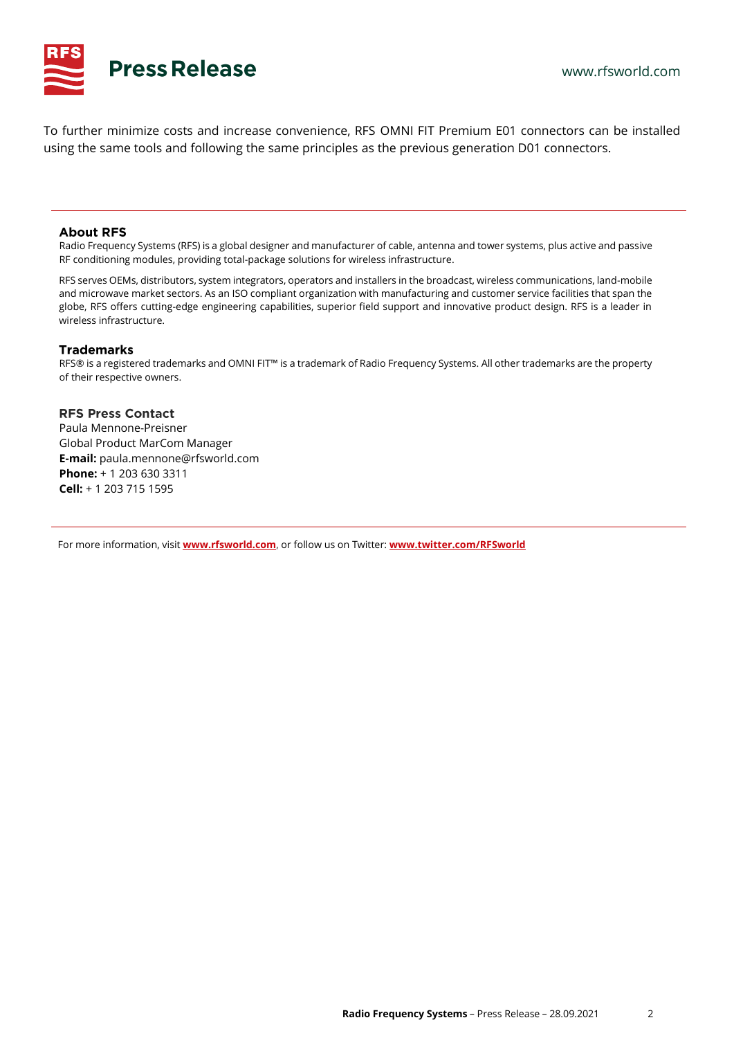To further minimize costs and increase convenience, RFS OMNI FIT Premium E01 connectors can be installed using the same tools and following the same principles as the previous generation D01 connectors.

---

## About RFS

Radio Frequency Systems (RFS) is a global designer and manufacturer of cable, antenna and tower systems, plus active and passive RF conditioning modules, providing total-package solutions for wireless infrastructure.

RFS serves OEMs, distributors, system integrators, operators and installers in the broadcast, wireless communications, land-mobile and microwave market sectors. As an ISO compliant organization with manufacturing and customer service facilities that span the globe, RFS offers cutting-edge engineering capabilities, superior field support and innovative product design. RFS is a leader in wireless infrastructure.

## Trademarks

RFS® is a registered trademarks and OMNI FIT™ is a trademark of Radio Frequency Systems. All other trademarks are the property of their respective owners.

## RFS Press Contact

Paula Mennone-Preisner
Global Product MarCom Manager
**E-mail:** paula.mennone@rfsworld.com
**Phone:** + 1 203 630 3311
**Cell:** + 1 203 715 1595

---

For more information, visit **www.rfsworld.com**, or follow us on Twitter: **www.twitter.com/RFSworld**